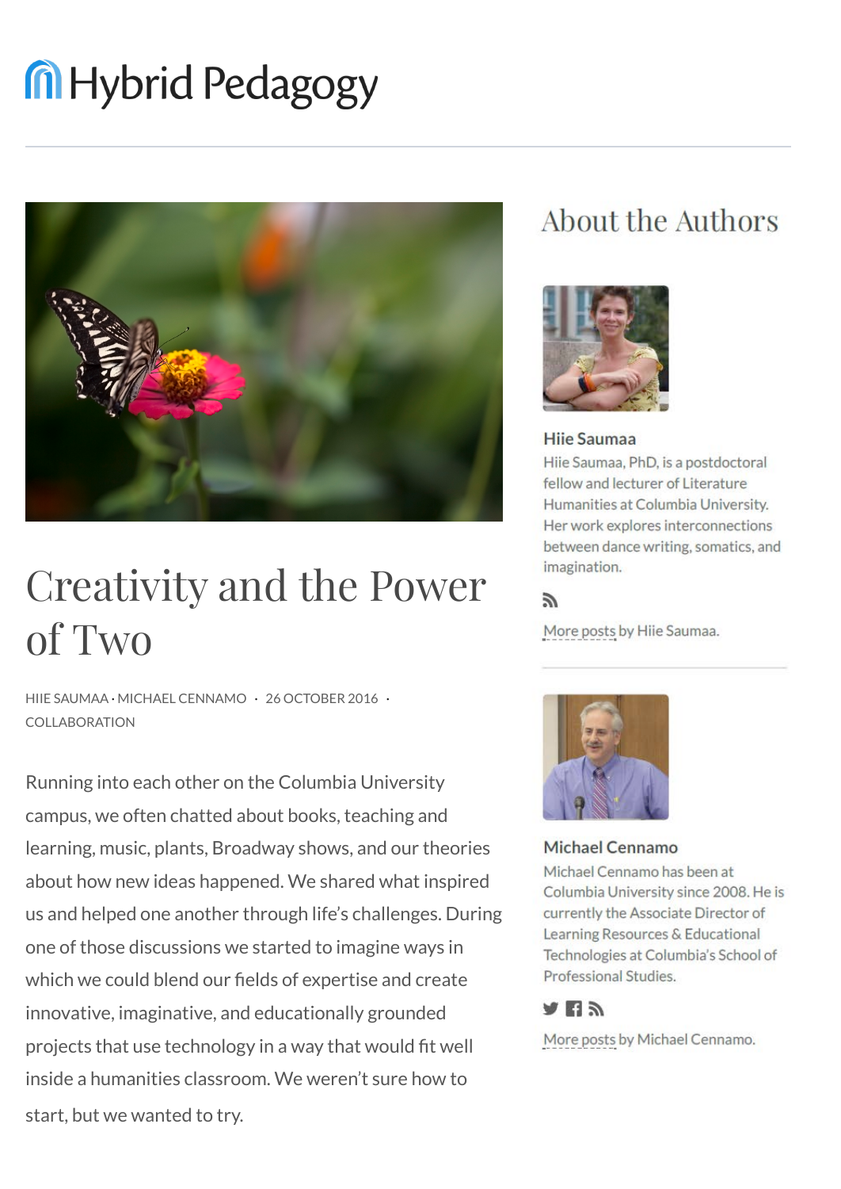# Hybrid Pedagogy

# Creativity and the Power of Two

HIIE SAUMAA · MICHAEL CENNAMO · 26 OCTOBER 2016 · COLLABORATION

Running into each other on the Columbia University campus, we often chatted about books, teaching and learning, music, plants, Broadway shows, and our theories about how new ideas happened. We shared what inspired us and helped one another through life's challenges. During one of those discussions we started to imagine ways in which we could blend our fields of expertise and create innovative, imaginative, and educationally grounded projects that use technology in a way that would fit well inside a humanities classroom. We weren't sure how to start, but we wanted to try.

## About the Authors

**Hiie Saumaa**

Hiie Saumaa, PhD, is a postdoctoral fellow and lecturer of Literature Humanities at Columbia University. Her work explores interconnections between dance writing, somatics, and imagination.

More posts by Hiie Saumaa.

**Michael Cennamo**

Michael Cennamo has been at Columbia University since 2008. He is currently the Associate Director of Learning Resources & Educational Technologies at Columbia's School of Professional Studies.

More posts by Michael Cennamo.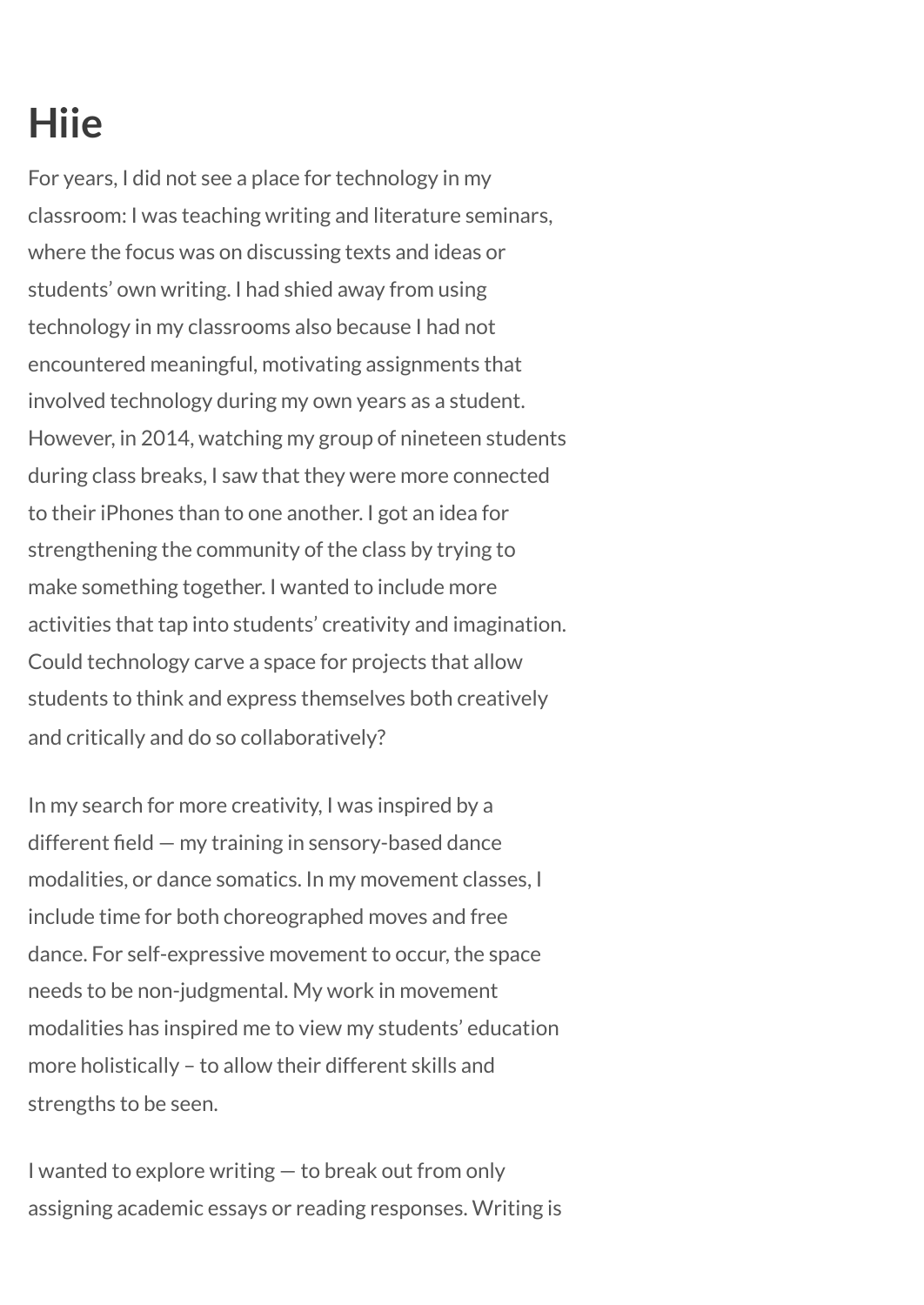# Hiie

For years, I did not see a place for technology in my classroom: I was teaching writing and literature seminars, where the focus was on discussing texts and ideas or students' own writing. I had shied away from using technology in my classrooms also because I had not encountered meaningful, motivating assignments that involved technology during my own years as a student. However, in 2014, watching my group of nineteen students during class breaks, I saw that they were more connected to their iPhones than to one another. I got an idea for strengthening the community of the class by trying to make something together. I wanted to include more activities that tap into students' creativity and imagination. Could technology carve a space for projects that allow students to think and express themselves both creatively and critically and do so collaboratively?

In my search for more creativity, I was inspired by a different field — my training in sensory-based dance modalities, or dance somatics. In my movement classes, I include time for both choreographed moves and free dance. For self-expressive movement to occur, the space needs to be non-judgmental. My work in movement modalities has inspired me to view my students' education more holistically – to allow their different skills and strengths to be seen.

I wanted to explore writing — to break out from only assigning academic essays or reading responses. Writing is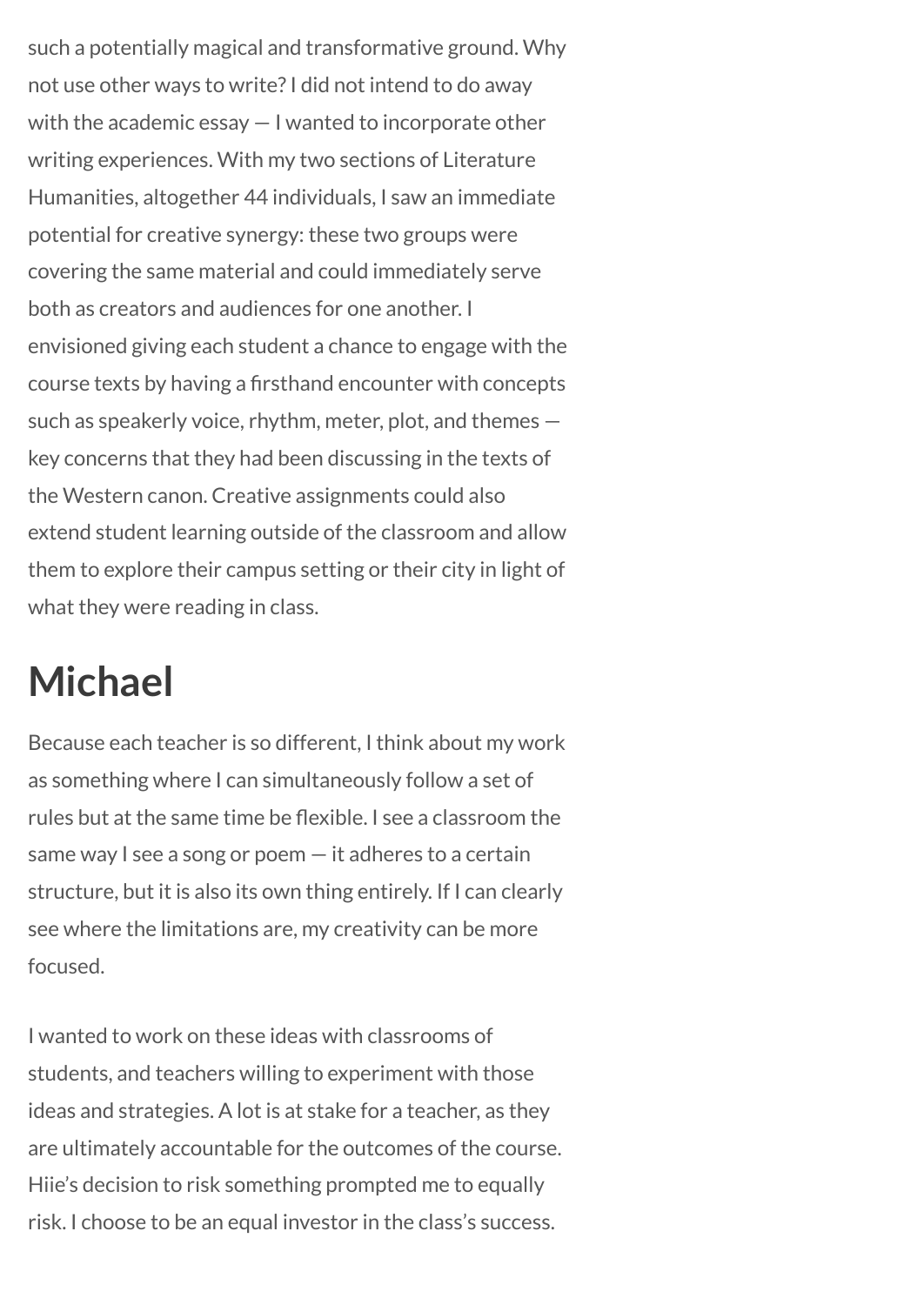such a potentially magical and transformative ground. Why not use other ways to write? I did not intend to do away with the academic essay — I wanted to incorporate other writing experiences. With my two sections of Literature Humanities, altogether 44 individuals, I saw an immediate potential for creative synergy: these two groups were covering the same material and could immediately serve both as creators and audiences for one another. I envisioned giving each student a chance to engage with the course texts by having a firsthand encounter with concepts such as speakerly voice, rhythm, meter, plot, and themes — key concerns that they had been discussing in the texts of the Western canon. Creative assignments could also extend student learning outside of the classroom and allow them to explore their campus setting or their city in light of what they were reading in class.

## Michael

Because each teacher is so different, I think about my work as something where I can simultaneously follow a set of rules but at the same time be flexible. I see a classroom the same way I see a song or poem — it adheres to a certain structure, but it is also its own thing entirely. If I can clearly see where the limitations are, my creativity can be more focused.

I wanted to work on these ideas with classrooms of students, and teachers willing to experiment with those ideas and strategies. A lot is at stake for a teacher, as they are ultimately accountable for the outcomes of the course. Hiie's decision to risk something prompted me to equally risk. I choose to be an equal investor in the class's success.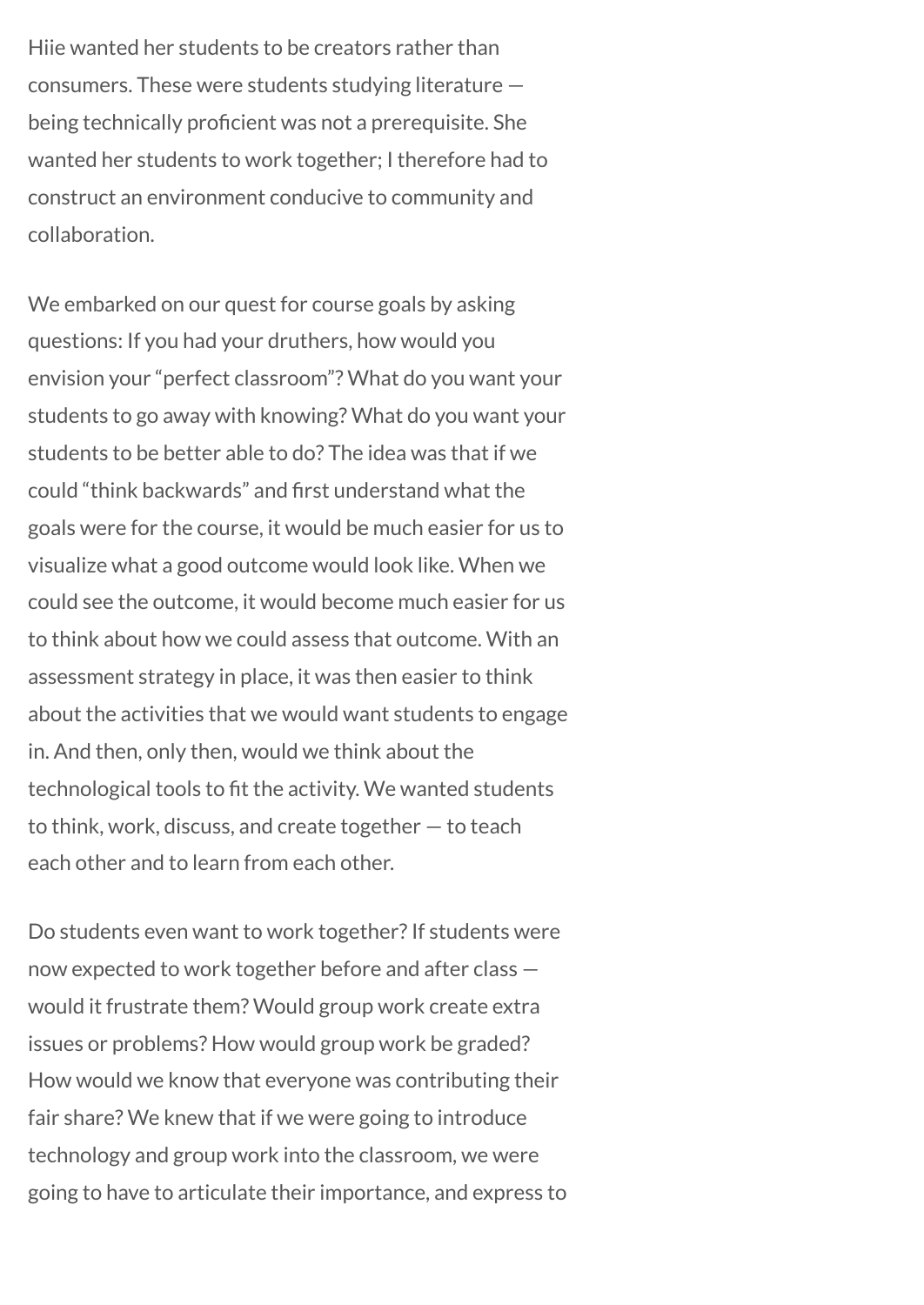Hiie wanted her students to be creators rather than consumers. These were students studying literature — being technically proficient was not a prerequisite. She wanted her students to work together; I therefore had to construct an environment conducive to community and collaboration.

We embarked on our quest for course goals by asking questions: If you had your druthers, how would you envision your "perfect classroom"? What do you want your students to go away with knowing? What do you want your students to be better able to do? The idea was that if we could "think backwards" and first understand what the goals were for the course, it would be much easier for us to visualize what a good outcome would look like. When we could see the outcome, it would become much easier for us to think about how we could assess that outcome. With an assessment strategy in place, it was then easier to think about the activities that we would want students to engage in. And then, only then, would we think about the technological tools to fit the activity. We wanted students to think, work, discuss, and create together — to teach each other and to learn from each other.

Do students even want to work together? If students were now expected to work together before and after class — would it frustrate them? Would group work create extra issues or problems? How would group work be graded? How would we know that everyone was contributing their fair share? We knew that if we were going to introduce technology and group work into the classroom, we were going to have to articulate their importance, and express to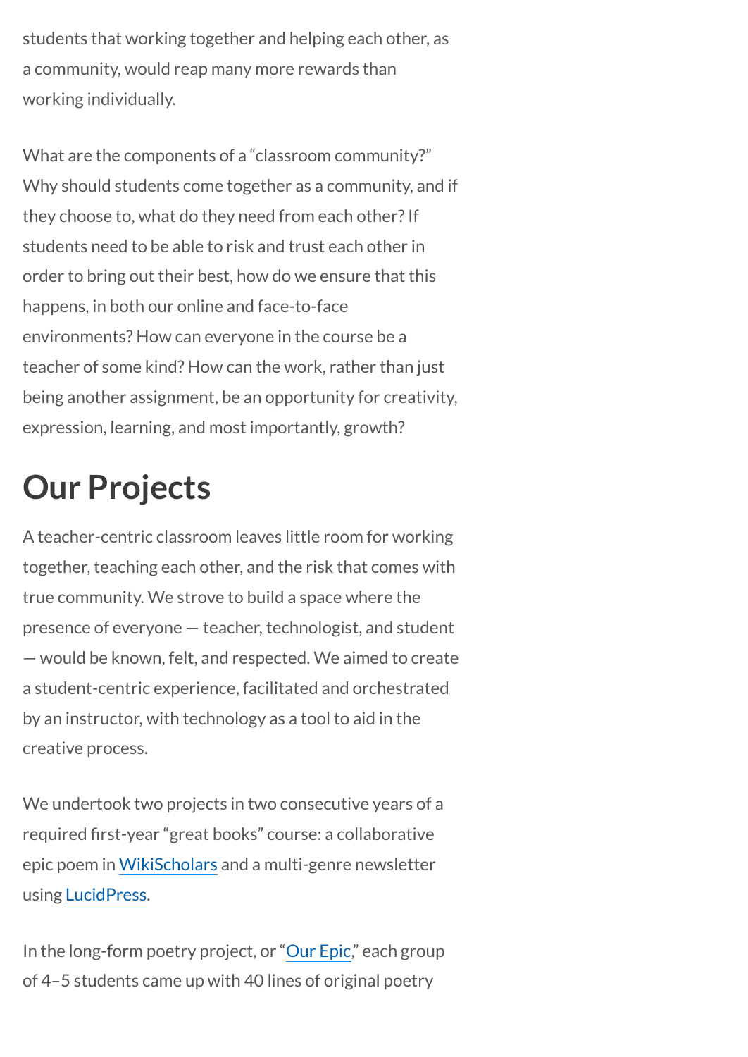students that working together and helping each other, as a community, would reap many more rewards than working individually.

What are the components of a "classroom community?" Why should students come together as a community, and if they choose to, what do they need from each other? If students need to be able to risk and trust each other in order to bring out their best, how do we ensure that this happens, in both our online and face-to-face environments? How can everyone in the course be a teacher of some kind? How can the work, rather than just being another assignment, be an opportunity for creativity, expression, learning, and most importantly, growth?

## Our Projects

A teacher-centric classroom leaves little room for working together, teaching each other, and the risk that comes with true community. We strove to build a space where the presence of everyone — teacher, technologist, and student — would be known, felt, and respected. We aimed to create a student-centric experience, facilitated and orchestrated by an instructor, with technology as a tool to aid in the creative process.

We undertook two projects in two consecutive years of a required first-year "great books" course: a collaborative epic poem in WikiScholars and a multi-genre newsletter using LucidPress.

In the long-form poetry project, or "Our Epic," each group of 4–5 students came up with 40 lines of original poetry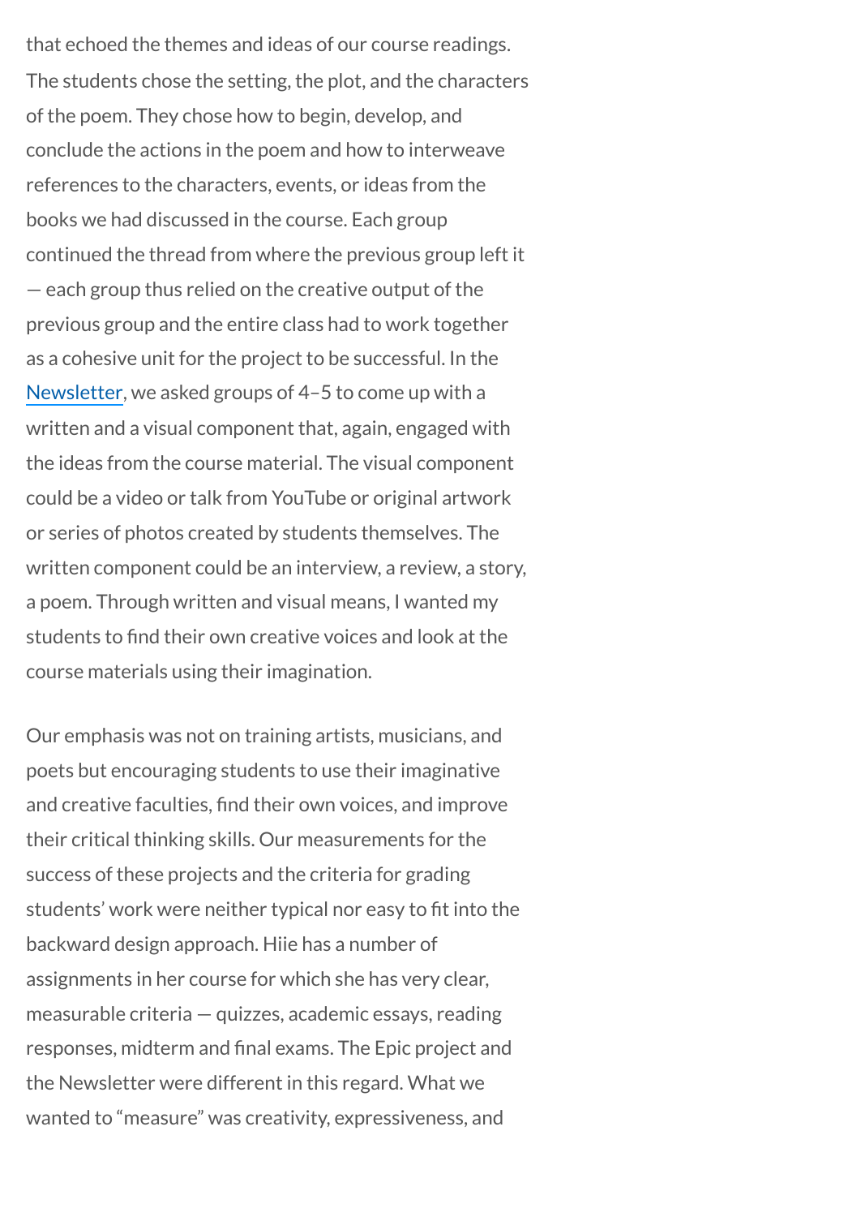that echoed the themes and ideas of our course readings. The students chose the setting, the plot, and the characters of the poem. They chose how to begin, develop, and conclude the actions in the poem and how to interweave references to the characters, events, or ideas from the books we had discussed in the course. Each group continued the thread from where the previous group left it — each group thus relied on the creative output of the previous group and the entire class had to work together as a cohesive unit for the project to be successful. In the Newsletter, we asked groups of 4–5 to come up with a written and a visual component that, again, engaged with the ideas from the course material. The visual component could be a video or talk from YouTube or original artwork or series of photos created by students themselves. The written component could be an interview, a review, a story, a poem. Through written and visual means, I wanted my students to find their own creative voices and look at the course materials using their imagination.

Our emphasis was not on training artists, musicians, and poets but encouraging students to use their imaginative and creative faculties, find their own voices, and improve their critical thinking skills. Our measurements for the success of these projects and the criteria for grading students' work were neither typical nor easy to fit into the backward design approach. Hiie has a number of assignments in her course for which she has very clear, measurable criteria — quizzes, academic essays, reading responses, midterm and final exams. The Epic project and the Newsletter were different in this regard. What we wanted to "measure" was creativity, expressiveness, and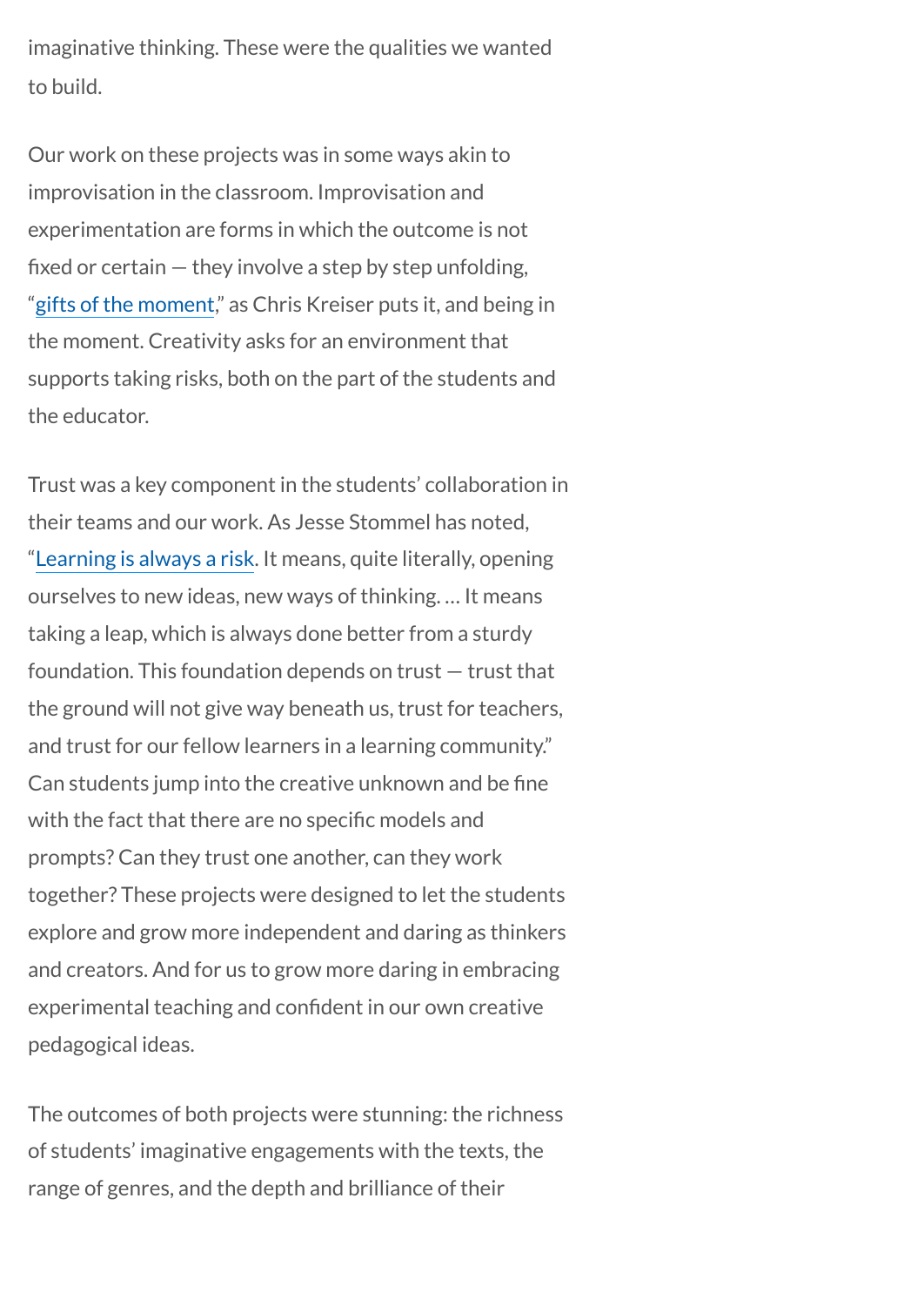imaginative thinking. These were the qualities we wanted to build.

Our work on these projects was in some ways akin to improvisation in the classroom. Improvisation and experimentation are forms in which the outcome is not fixed or certain — they involve a step by step unfolding, "[gifts of the moment]," as Chris Kreiser puts it, and being in the moment. Creativity asks for an environment that supports taking risks, both on the part of the students and the educator.

Trust was a key component in the students' collaboration in their teams and our work. As Jesse Stommel has noted, "[Learning is always a risk]. It means, quite literally, opening ourselves to new ideas, new ways of thinking. … It means taking a leap, which is always done better from a sturdy foundation. This foundation depends on trust — trust that the ground will not give way beneath us, trust for teachers, and trust for our fellow learners in a learning community." Can students jump into the creative unknown and be fine with the fact that there are no specific models and prompts? Can they trust one another, can they work together? These projects were designed to let the students explore and grow more independent and daring as thinkers and creators. And for us to grow more daring in embracing experimental teaching and confident in our own creative pedagogical ideas.

The outcomes of both projects were stunning: the richness of students' imaginative engagements with the texts, the range of genres, and the depth and brilliance of their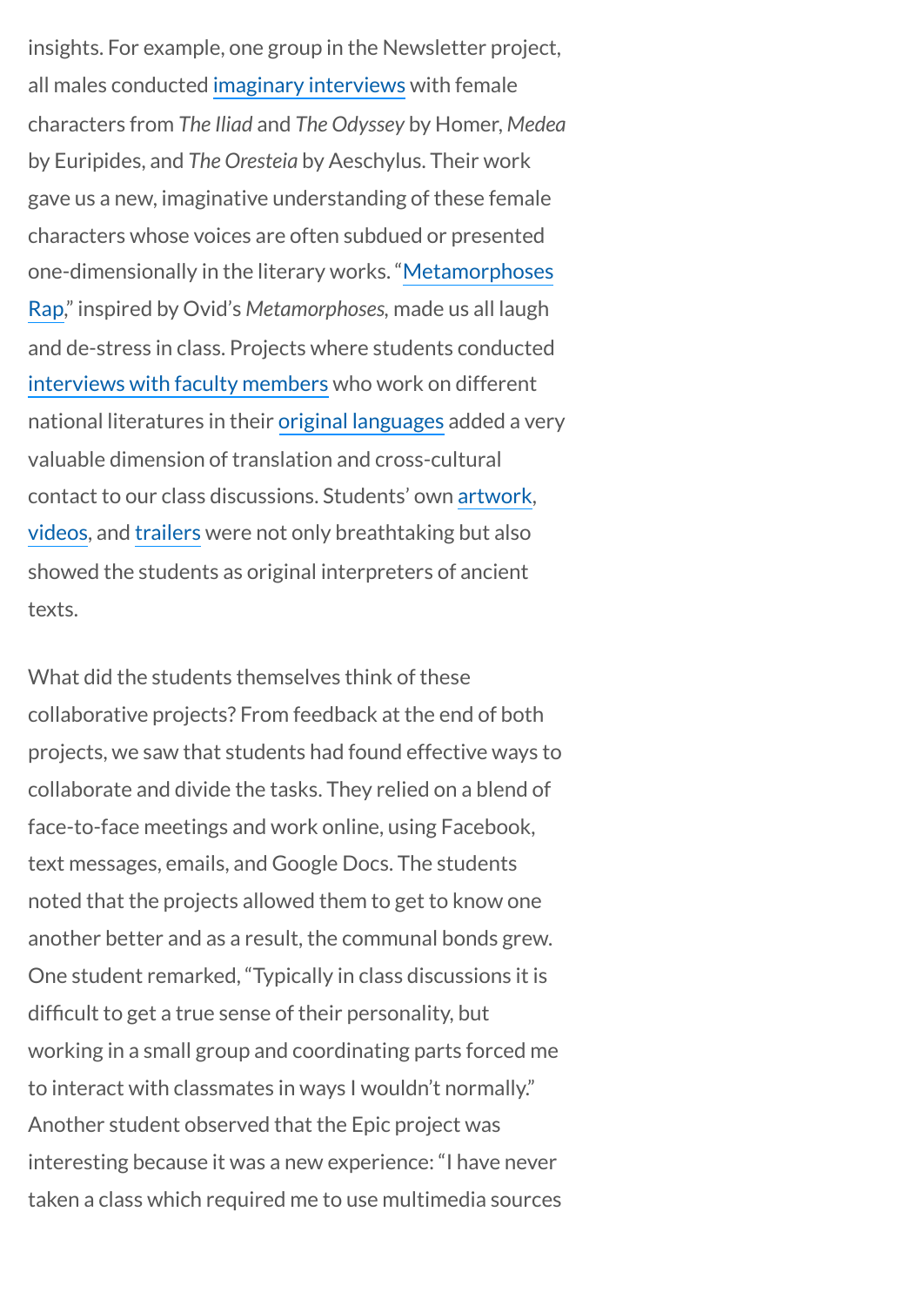insights. For example, one group in the Newsletter project, all males conducted imaginary interviews with female characters from *The Iliad* and *The Odyssey* by Homer, *Medea* by Euripides, and *The Oresteia* by Aeschylus. Their work gave us a new, imaginative understanding of these female characters whose voices are often subdued or presented one-dimensionally in the literary works. "Metamorphoses Rap," inspired by Ovid's *Metamorphoses*, made us all laugh and de-stress in class. Projects where students conducted interviews with faculty members who work on different national literatures in their original languages added a very valuable dimension of translation and cross-cultural contact to our class discussions. Students' own artwork, videos, and trailers were not only breathtaking but also showed the students as original interpreters of ancient texts.

What did the students themselves think of these collaborative projects? From feedback at the end of both projects, we saw that students had found effective ways to collaborate and divide the tasks. They relied on a blend of face-to-face meetings and work online, using Facebook, text messages, emails, and Google Docs. The students noted that the projects allowed them to get to know one another better and as a result, the communal bonds grew. One student remarked, "Typically in class discussions it is difficult to get a true sense of their personality, but working in a small group and coordinating parts forced me to interact with classmates in ways I wouldn't normally." Another student observed that the Epic project was interesting because it was a new experience: "I have never taken a class which required me to use multimedia sources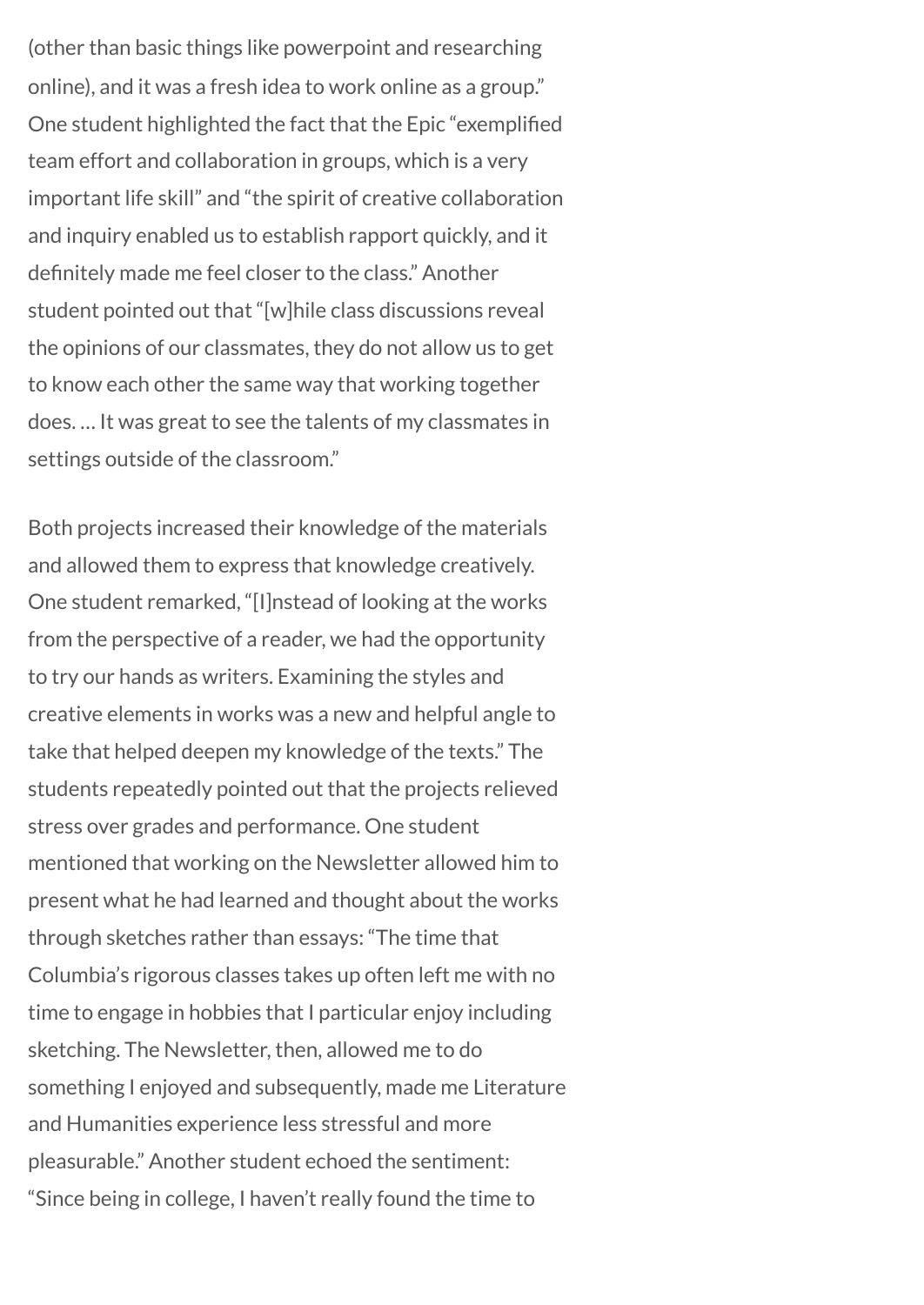(other than basic things like powerpoint and researching online), and it was a fresh idea to work online as a group." One student highlighted the fact that the Epic "exemplified team effort and collaboration in groups, which is a very important life skill" and "the spirit of creative collaboration and inquiry enabled us to establish rapport quickly, and it definitely made me feel closer to the class." Another student pointed out that "[w]hile class discussions reveal the opinions of our classmates, they do not allow us to get to know each other the same way that working together does. … It was great to see the talents of my classmates in settings outside of the classroom."

Both projects increased their knowledge of the materials and allowed them to express that knowledge creatively. One student remarked, "[I]nstead of looking at the works from the perspective of a reader, we had the opportunity to try our hands as writers. Examining the styles and creative elements in works was a new and helpful angle to take that helped deepen my knowledge of the texts." The students repeatedly pointed out that the projects relieved stress over grades and performance. One student mentioned that working on the Newsletter allowed him to present what he had learned and thought about the works through sketches rather than essays: "The time that Columbia's rigorous classes takes up often left me with no time to engage in hobbies that I particular enjoy including sketching. The Newsletter, then, allowed me to do something I enjoyed and subsequently, made me Literature and Humanities experience less stressful and more pleasurable." Another student echoed the sentiment: "Since being in college, I haven't really found the time to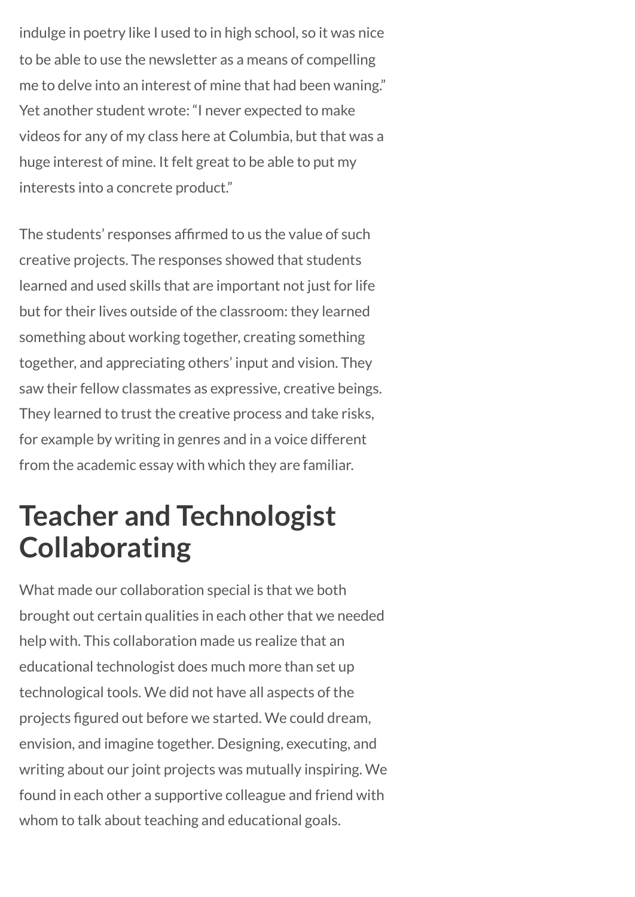indulge in poetry like I used to in high school, so it was nice to be able to use the newsletter as a means of compelling me to delve into an interest of mine that had been waning." Yet another student wrote: "I never expected to make videos for any of my class here at Columbia, but that was a huge interest of mine. It felt great to be able to put my interests into a concrete product."

The students' responses affirmed to us the value of such creative projects. The responses showed that students learned and used skills that are important not just for life but for their lives outside of the classroom: they learned something about working together, creating something together, and appreciating others' input and vision. They saw their fellow classmates as expressive, creative beings. They learned to trust the creative process and take risks, for example by writing in genres and in a voice different from the academic essay with which they are familiar.

## Teacher and Technologist Collaborating

What made our collaboration special is that we both brought out certain qualities in each other that we needed help with. This collaboration made us realize that an educational technologist does much more than set up technological tools. We did not have all aspects of the projects figured out before we started. We could dream, envision, and imagine together. Designing, executing, and writing about our joint projects was mutually inspiring. We found in each other a supportive colleague and friend with whom to talk about teaching and educational goals.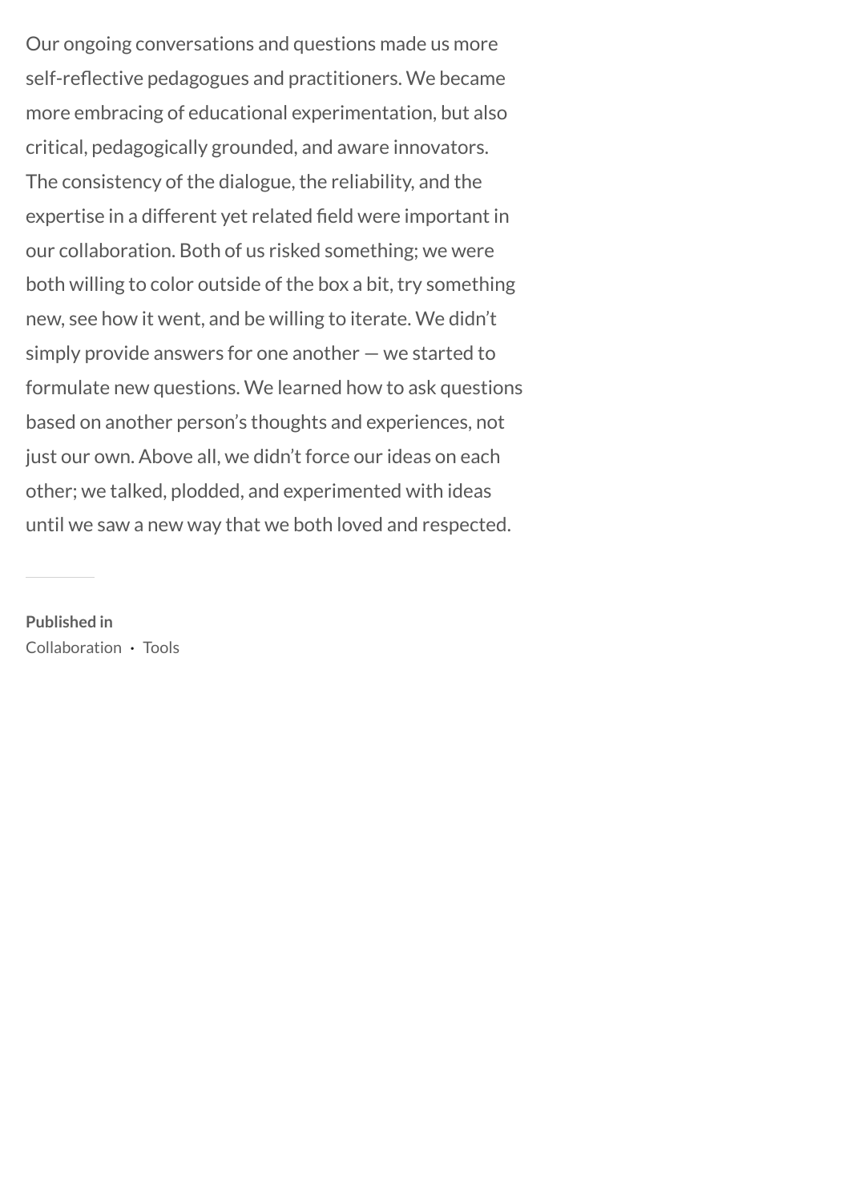Our ongoing conversations and questions made us more self-reflective pedagogues and practitioners. We became more embracing of educational experimentation, but also critical, pedagogically grounded, and aware innovators. The consistency of the dialogue, the reliability, and the expertise in a different yet related field were important in our collaboration. Both of us risked something; we were both willing to color outside of the box a bit, try something new, see how it went, and be willing to iterate. We didn't simply provide answers for one another — we started to formulate new questions. We learned how to ask questions based on another person's thoughts and experiences, not just our own. Above all, we didn't force our ideas on each other; we talked, plodded, and experimented with ideas until we saw a new way that we both loved and respected.

---

**Published in**
Collaboration · Tools